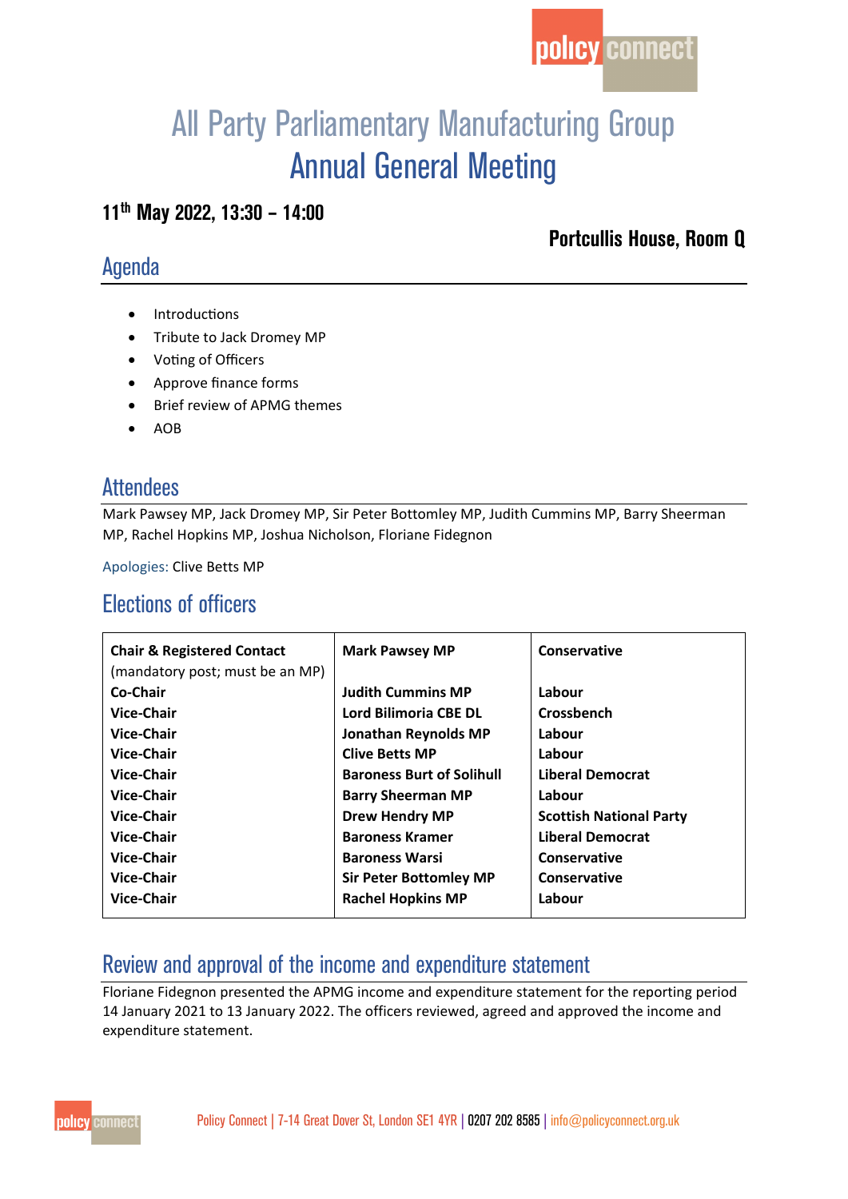# All Party Parliamentary Manufacturing Group
# Annual General Meeting

**11th May 2022, 13:30 – 14:00**

**Portcullis House, Room Q**

## Agenda

- Introductions
- Tribute to Jack Dromey MP
- Voting of Officers
- Approve finance forms
- Brief review of APMG themes
- AOB

## Attendees

Mark Pawsey MP, Jack Dromey MP, Sir Peter Bottomley MP, Judith Cummins MP, Barry Sheerman MP, Rachel Hopkins MP, Joshua Nicholson, Floriane Fidegnon

Apologies: Clive Betts MP

## Elections of officers

| | | |
|---|---|---|
| **Chair & Registered Contact** (mandatory post; must be an MP) | **Mark Pawsey MP** | **Conservative** |
| **Co-Chair** | **Judith Cummins MP** | **Labour** |
| **Vice-Chair** | **Lord Bilimoria CBE DL** | **Crossbench** |
| **Vice-Chair** | **Jonathan Reynolds MP** | **Labour** |
| **Vice-Chair** | **Clive Betts MP** | **Labour** |
| **Vice-Chair** | **Baroness Burt of Solihull** | **Liberal Democrat** |
| **Vice-Chair** | **Barry Sheerman MP** | **Labour** |
| **Vice-Chair** | **Drew Hendry MP** | **Scottish National Party** |
| **Vice-Chair** | **Baroness Kramer** | **Liberal Democrat** |
| **Vice-Chair** | **Baroness Warsi** | **Conservative** |
| **Vice-Chair** | **Sir Peter Bottomley MP** | **Conservative** |
| **Vice-Chair** | **Rachel Hopkins MP** | **Labour** |

## Review and approval of the income and expenditure statement

Floriane Fidegnon presented the APMG income and expenditure statement for the reporting period 14 January 2021 to 13 January 2022. The officers reviewed, agreed and approved the income and expenditure statement.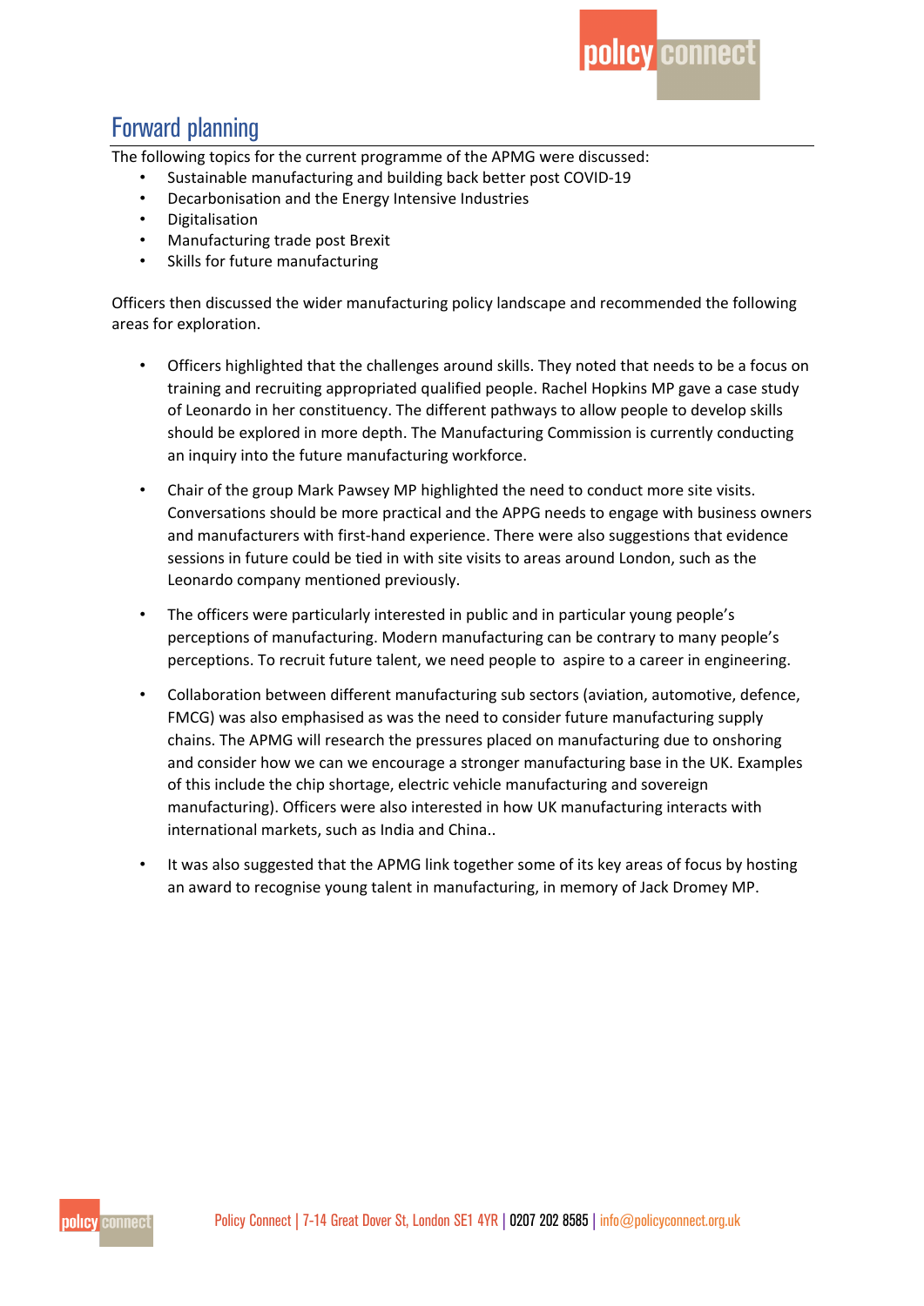## Forward planning

The following topics for the current programme of the APMG were discussed:

- Sustainable manufacturing and building back better post COVID-19
- Decarbonisation and the Energy Intensive Industries
- Digitalisation
- Manufacturing trade post Brexit
- Skills for future manufacturing

Officers then discussed the wider manufacturing policy landscape and recommended the following areas for exploration.

- Officers highlighted that the challenges around skills. They noted that needs to be a focus on training and recruiting appropriated qualified people. Rachel Hopkins MP gave a case study of Leonardo in her constituency. The different pathways to allow people to develop skills should be explored in more depth. The Manufacturing Commission is currently conducting an inquiry into the future manufacturing workforce.

- Chair of the group Mark Pawsey MP highlighted the need to conduct more site visits. Conversations should be more practical and the APPG needs to engage with business owners and manufacturers with first-hand experience. There were also suggestions that evidence sessions in future could be tied in with site visits to areas around London, such as the Leonardo company mentioned previously.

- The officers were particularly interested in public and in particular young people's perceptions of manufacturing. Modern manufacturing can be contrary to many people's perceptions. To recruit future talent, we need people to aspire to a career in engineering.

- Collaboration between different manufacturing sub sectors (aviation, automotive, defence, FMCG) was also emphasised as was the need to consider future manufacturing supply chains. The APMG will research the pressures placed on manufacturing due to onshoring and consider how we can we encourage a stronger manufacturing base in the UK. Examples of this include the chip shortage, electric vehicle manufacturing and sovereign manufacturing). Officers were also interested in how UK manufacturing interacts with international markets, such as India and China..

- It was also suggested that the APMG link together some of its key areas of focus by hosting an award to recognise young talent in manufacturing, in memory of Jack Dromey MP.